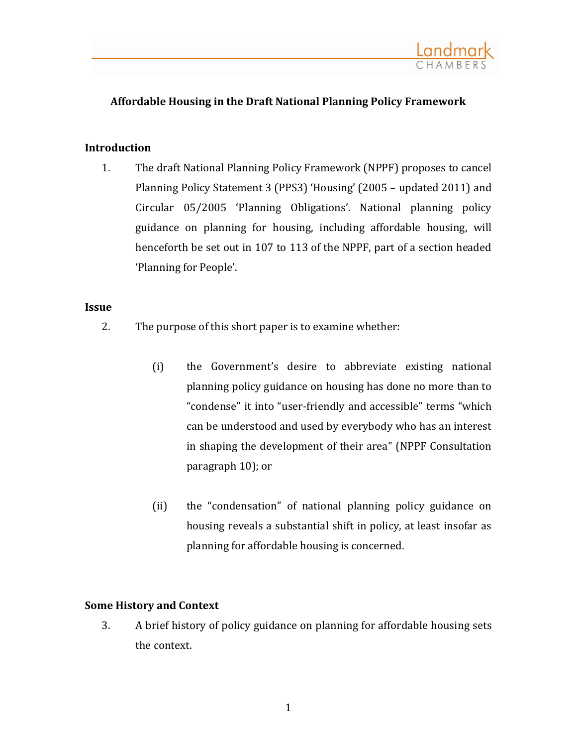# Affordable Housing in the Draft National Planning Policy Framework

## Introduction

1. The draft National Planning Policy Framework (NPPF) proposes to cancel Planning Policy Statement 3 (PPS3) 'Housing' (2005 – updated 2011) and Circular 05/2005 'Planning Obligations'. National planning policy guidance on planning for housing, including affordable housing, will henceforth be set out in 107 to 113 of the NPPF, part of a section headed 'Planning for People'.

## Issue

2. The purpose of this short paper is to examine whether:

   (i) the Government's desire to abbreviate existing national planning policy guidance on housing has done no more than to "condense" it into "user-friendly and accessible" terms "which can be understood and used by everybody who has an interest in shaping the development of their area" (NPPF Consultation paragraph 10); or

   (ii) the "condensation" of national planning policy guidance on housing reveals a substantial shift in policy, at least insofar as planning for affordable housing is concerned.

## Some History and Context

3. A brief history of policy guidance on planning for affordable housing sets the context.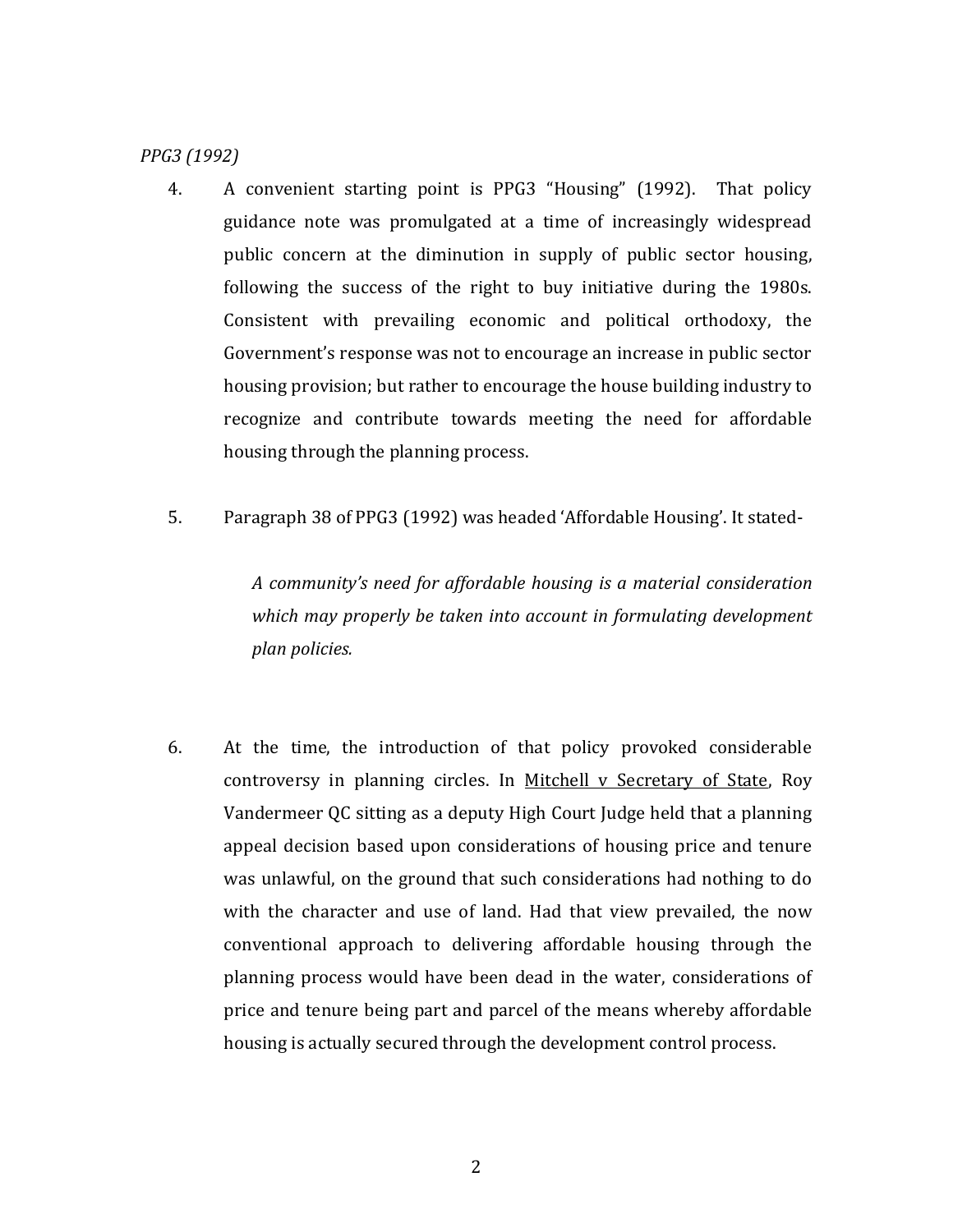*PPG3 (1992)*

4. A convenient starting point is PPG3 "Housing" (1992). That policy guidance note was promulgated at a time of increasingly widespread public concern at the diminution in supply of public sector housing, following the success of the right to buy initiative during the 1980s. Consistent with prevailing economic and political orthodoxy, the Government's response was not to encourage an increase in public sector housing provision; but rather to encourage the house building industry to recognize and contribute towards meeting the need for affordable housing through the planning process.

5. Paragraph 38 of PPG3 (1992) was headed 'Affordable Housing'. It stated-

   *A community's need for affordable housing is a material consideration which may properly be taken into account in formulating development plan policies.*

6. At the time, the introduction of that policy provoked considerable controversy in planning circles. In Mitchell v Secretary of State, Roy Vandermeer QC sitting as a deputy High Court Judge held that a planning appeal decision based upon considerations of housing price and tenure was unlawful, on the ground that such considerations had nothing to do with the character and use of land. Had that view prevailed, the now conventional approach to delivering affordable housing through the planning process would have been dead in the water, considerations of price and tenure being part and parcel of the means whereby affordable housing is actually secured through the development control process.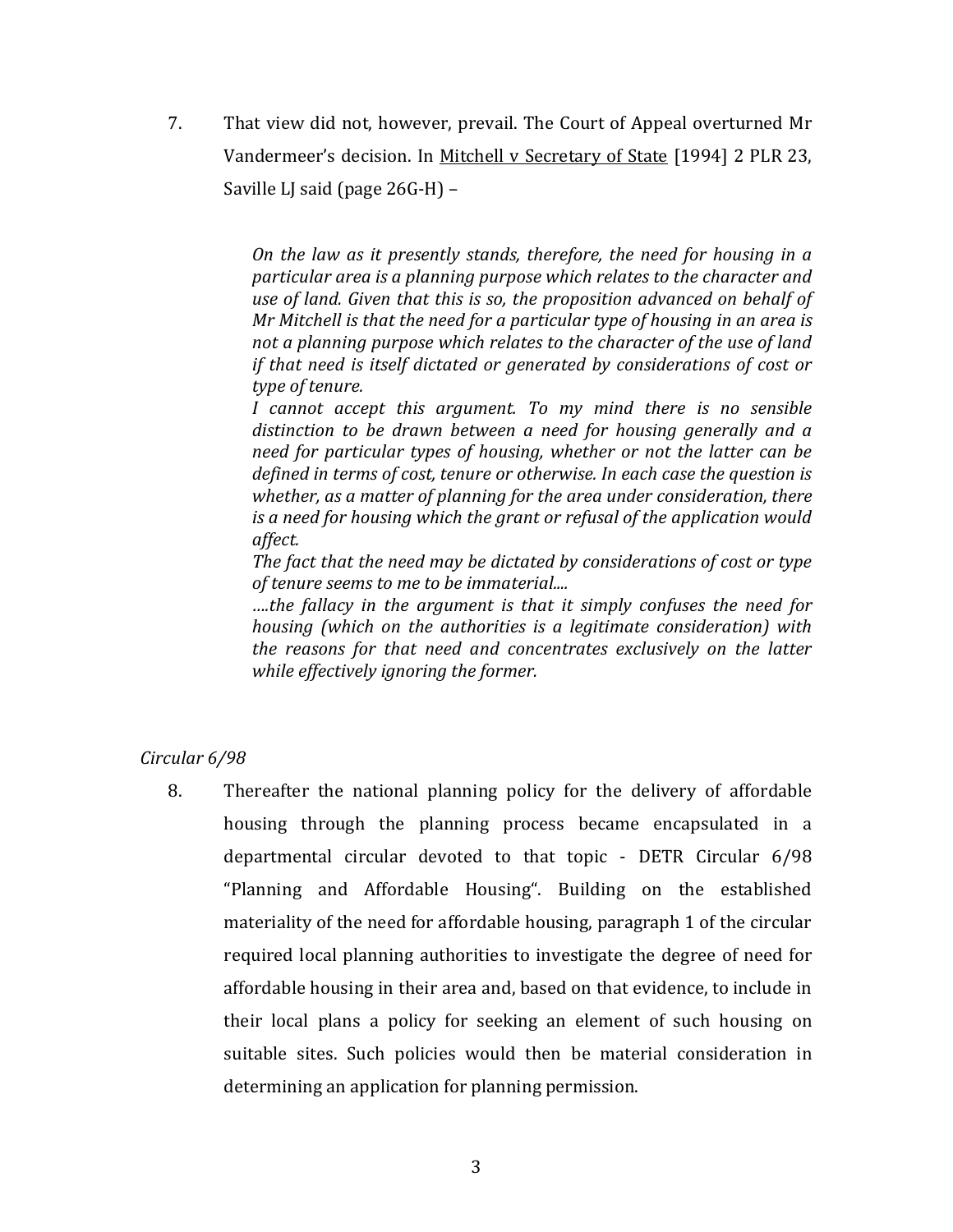7. That view did not, however, prevail. The Court of Appeal overturned Mr Vandermeer's decision. In Mitchell v Secretary of State [1994] 2 PLR 23, Saville LJ said (page 26G-H) –

> *On the law as it presently stands, therefore, the need for housing in a particular area is a planning purpose which relates to the character and use of land. Given that this is so, the proposition advanced on behalf of Mr Mitchell is that the need for a particular type of housing in an area is not a planning purpose which relates to the character of the use of land if that need is itself dictated or generated by considerations of cost or type of tenure.*
>
> *I cannot accept this argument. To my mind there is no sensible distinction to be drawn between a need for housing generally and a need for particular types of housing, whether or not the latter can be defined in terms of cost, tenure or otherwise. In each case the question is whether, as a matter of planning for the area under consideration, there is a need for housing which the grant or refusal of the application would affect.*
>
> *The fact that the need may be dictated by considerations of cost or type of tenure seems to me to be immaterial....*
>
> *....the fallacy in the argument is that it simply confuses the need for housing (which on the authorities is a legitimate consideration) with the reasons for that need and concentrates exclusively on the latter while effectively ignoring the former.*

*Circular 6/98*

8. Thereafter the national planning policy for the delivery of affordable housing through the planning process became encapsulated in a departmental circular devoted to that topic - DETR Circular 6/98 "Planning and Affordable Housing". Building on the established materiality of the need for affordable housing, paragraph 1 of the circular required local planning authorities to investigate the degree of need for affordable housing in their area and, based on that evidence, to include in their local plans a policy for seeking an element of such housing on suitable sites. Such policies would then be material consideration in determining an application for planning permission.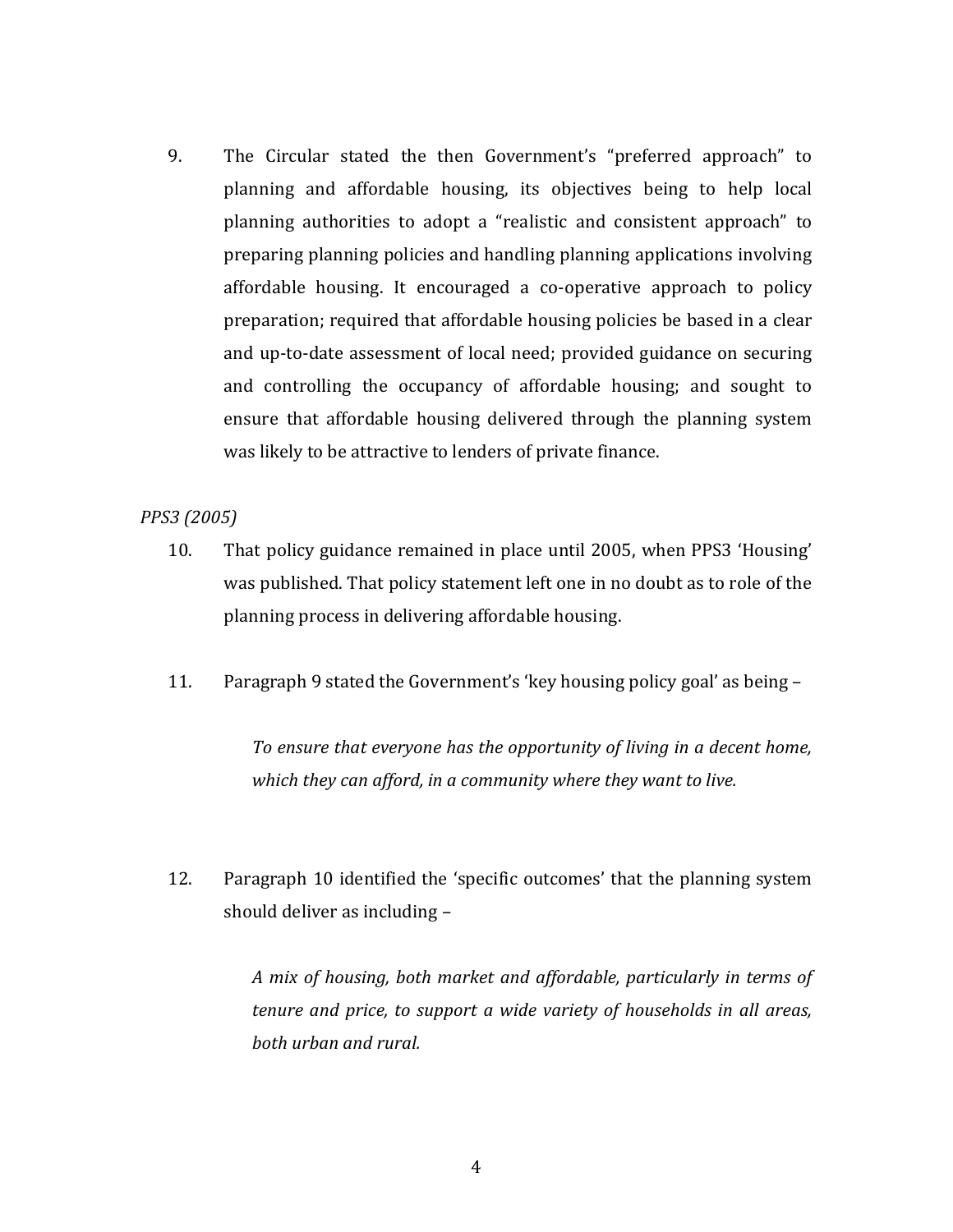9. The Circular stated the then Government's "preferred approach" to planning and affordable housing, its objectives being to help local planning authorities to adopt a "realistic and consistent approach" to preparing planning policies and handling planning applications involving affordable housing. It encouraged a co-operative approach to policy preparation; required that affordable housing policies be based in a clear and up-to-date assessment of local need; provided guidance on securing and controlling the occupancy of affordable housing; and sought to ensure that affordable housing delivered through the planning system was likely to be attractive to lenders of private finance.

*PPS3 (2005)*

10. That policy guidance remained in place until 2005, when PPS3 'Housing' was published. That policy statement left one in no doubt as to role of the planning process in delivering affordable housing.

11. Paragraph 9 stated the Government's 'key housing policy goal' as being –

> *To ensure that everyone has the opportunity of living in a decent home, which they can afford, in a community where they want to live.*

12. Paragraph 10 identified the 'specific outcomes' that the planning system should deliver as including –

> *A mix of housing, both market and affordable, particularly in terms of tenure and price, to support a wide variety of households in all areas, both urban and rural.*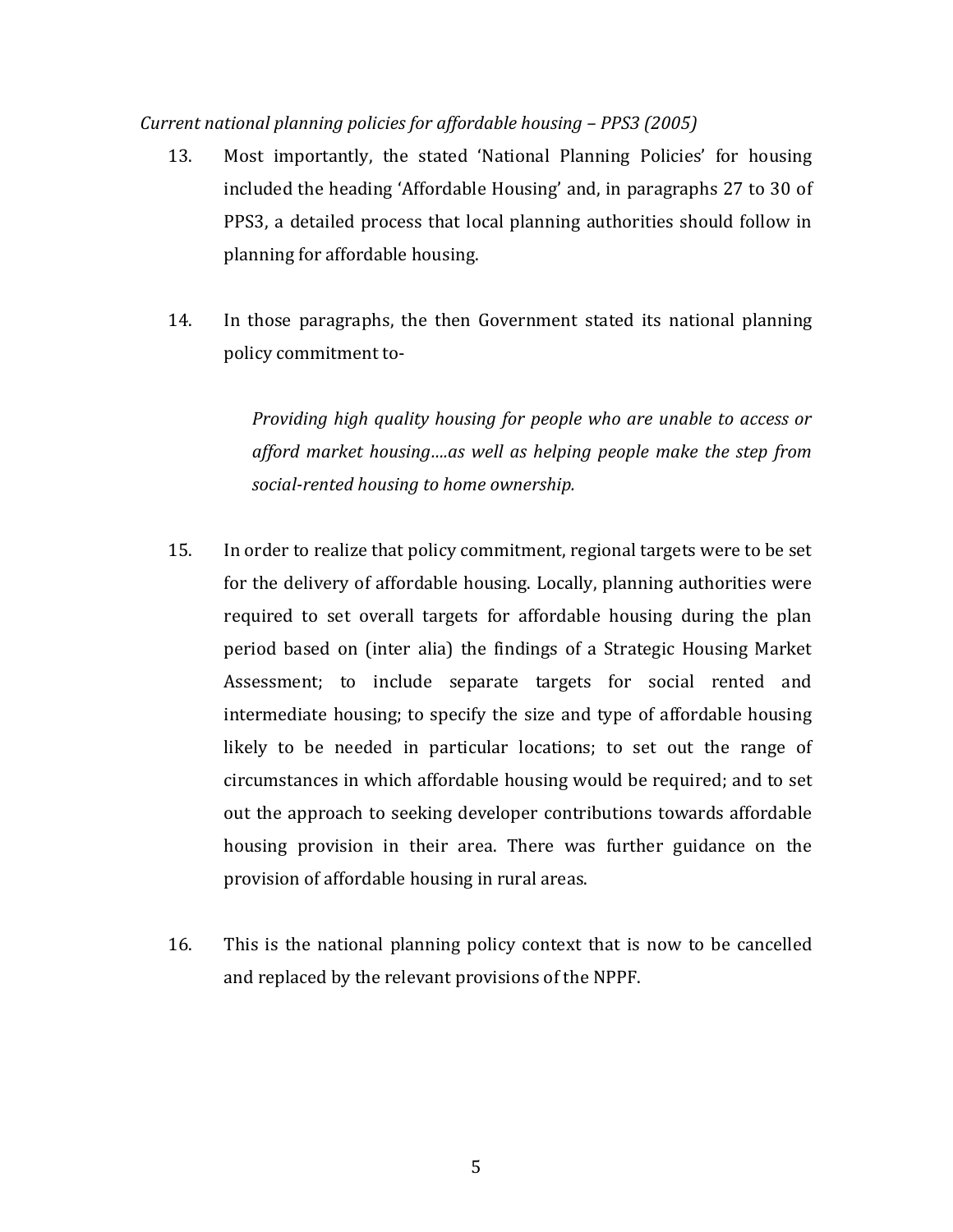*Current national planning policies for affordable housing – PPS3 (2005)*

13. Most importantly, the stated 'National Planning Policies' for housing included the heading 'Affordable Housing' and, in paragraphs 27 to 30 of PPS3, a detailed process that local planning authorities should follow in planning for affordable housing.

14. In those paragraphs, the then Government stated its national planning policy commitment to-

    *Providing high quality housing for people who are unable to access or afford market housing….as well as helping people make the step from social-rented housing to home ownership.*

15. In order to realize that policy commitment, regional targets were to be set for the delivery of affordable housing. Locally, planning authorities were required to set overall targets for affordable housing during the plan period based on (inter alia) the findings of a Strategic Housing Market Assessment; to include separate targets for social rented and intermediate housing; to specify the size and type of affordable housing likely to be needed in particular locations; to set out the range of circumstances in which affordable housing would be required; and to set out the approach to seeking developer contributions towards affordable housing provision in their area. There was further guidance on the provision of affordable housing in rural areas.

16. This is the national planning policy context that is now to be cancelled and replaced by the relevant provisions of the NPPF.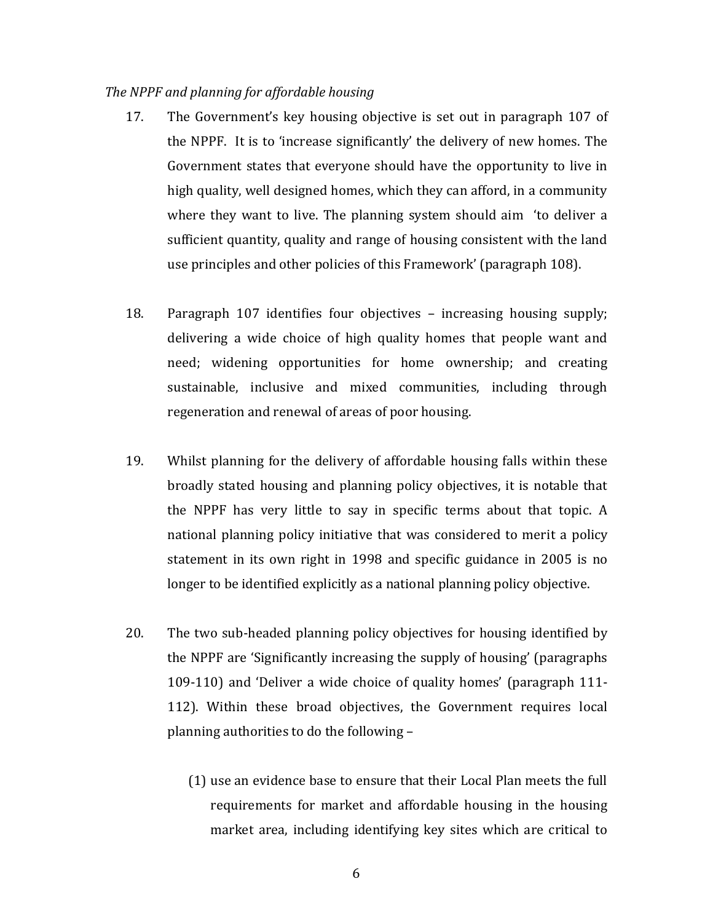*The NPPF and planning for affordable housing*

17. The Government's key housing objective is set out in paragraph 107 of the NPPF. It is to 'increase significantly' the delivery of new homes. The Government states that everyone should have the opportunity to live in high quality, well designed homes, which they can afford, in a community where they want to live. The planning system should aim 'to deliver a sufficient quantity, quality and range of housing consistent with the land use principles and other policies of this Framework' (paragraph 108).

18. Paragraph 107 identifies four objectives – increasing housing supply; delivering a wide choice of high quality homes that people want and need; widening opportunities for home ownership; and creating sustainable, inclusive and mixed communities, including through regeneration and renewal of areas of poor housing.

19. Whilst planning for the delivery of affordable housing falls within these broadly stated housing and planning policy objectives, it is notable that the NPPF has very little to say in specific terms about that topic. A national planning policy initiative that was considered to merit a policy statement in its own right in 1998 and specific guidance in 2005 is no longer to be identified explicitly as a national planning policy objective.

20. The two sub-headed planning policy objectives for housing identified by the NPPF are 'Significantly increasing the supply of housing' (paragraphs 109-110) and 'Deliver a wide choice of quality homes' (paragraph 111-112). Within these broad objectives, the Government requires local planning authorities to do the following –

    (1) use an evidence base to ensure that their Local Plan meets the full requirements for market and affordable housing in the housing market area, including identifying key sites which are critical to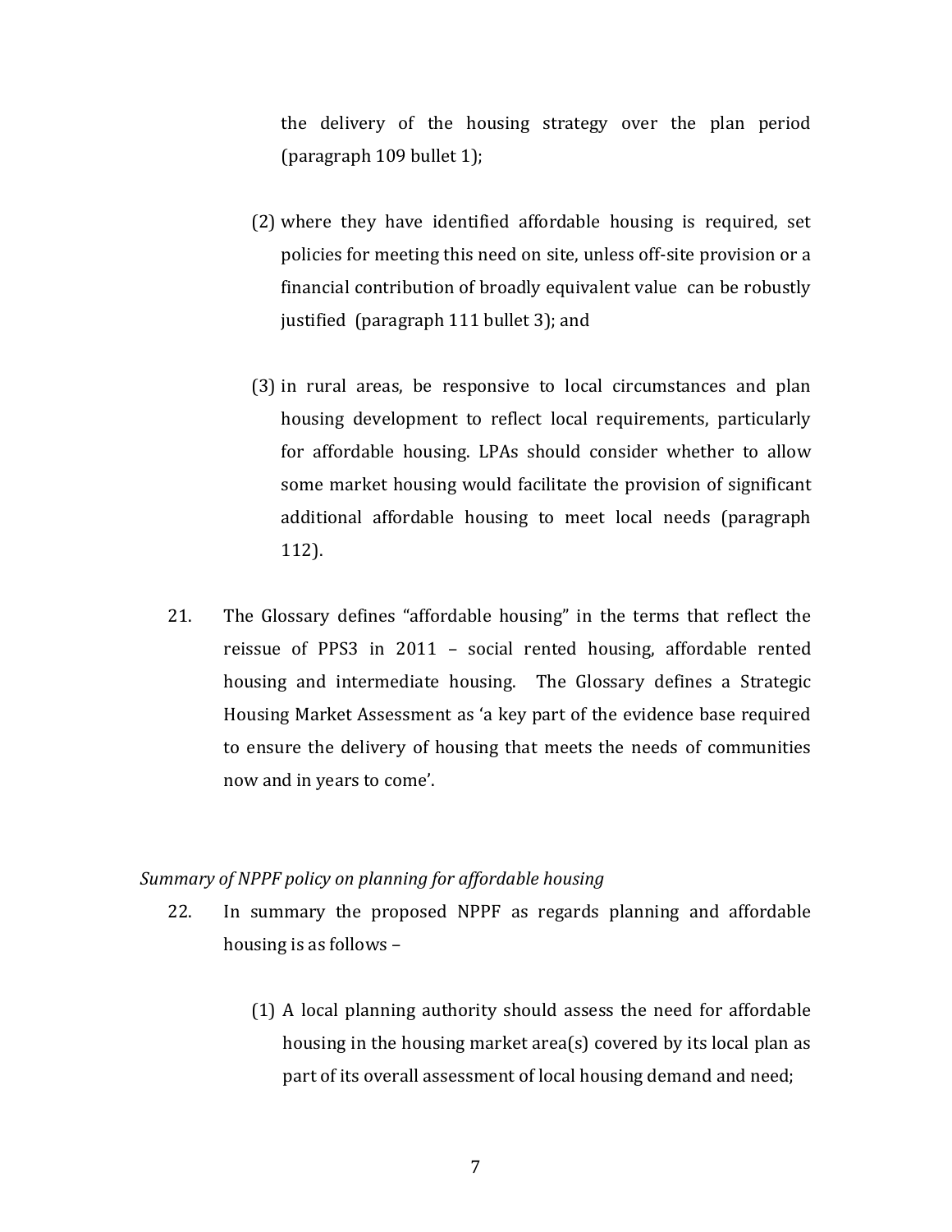the delivery of the housing strategy over the plan period (paragraph 109 bullet 1);

(2) where they have identified affordable housing is required, set policies for meeting this need on site, unless off-site provision or a financial contribution of broadly equivalent value can be robustly justified (paragraph 111 bullet 3); and

(3) in rural areas, be responsive to local circumstances and plan housing development to reflect local requirements, particularly for affordable housing. LPAs should consider whether to allow some market housing would facilitate the provision of significant additional affordable housing to meet local needs (paragraph 112).

21. The Glossary defines "affordable housing" in the terms that reflect the reissue of PPS3 in 2011 – social rented housing, affordable rented housing and intermediate housing. The Glossary defines a Strategic Housing Market Assessment as 'a key part of the evidence base required to ensure the delivery of housing that meets the needs of communities now and in years to come'.

*Summary of NPPF policy on planning for affordable housing*

22. In summary the proposed NPPF as regards planning and affordable housing is as follows –

(1) A local planning authority should assess the need for affordable housing in the housing market area(s) covered by its local plan as part of its overall assessment of local housing demand and need;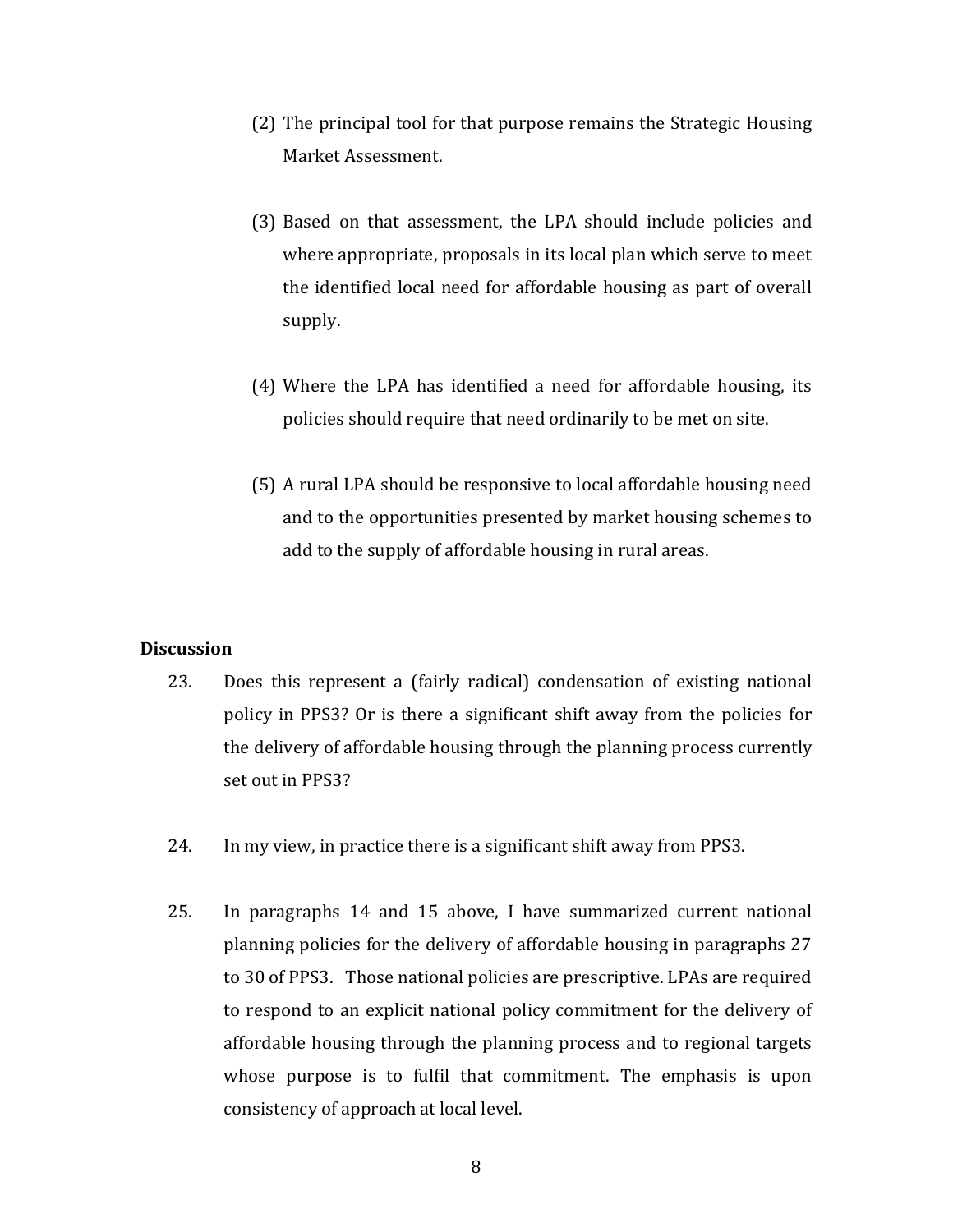(2) The principal tool for that purpose remains the Strategic Housing Market Assessment.

(3) Based on that assessment, the LPA should include policies and where appropriate, proposals in its local plan which serve to meet the identified local need for affordable housing as part of overall supply.

(4) Where the LPA has identified a need for affordable housing, its policies should require that need ordinarily to be met on site.

(5) A rural LPA should be responsive to local affordable housing need and to the opportunities presented by market housing schemes to add to the supply of affordable housing in rural areas.

**Discussion**

23. Does this represent a (fairly radical) condensation of existing national policy in PPS3? Or is there a significant shift away from the policies for the delivery of affordable housing through the planning process currently set out in PPS3?

24. In my view, in practice there is a significant shift away from PPS3.

25. In paragraphs 14 and 15 above, I have summarized current national planning policies for the delivery of affordable housing in paragraphs 27 to 30 of PPS3. Those national policies are prescriptive. LPAs are required to respond to an explicit national policy commitment for the delivery of affordable housing through the planning process and to regional targets whose purpose is to fulfil that commitment. The emphasis is upon consistency of approach at local level.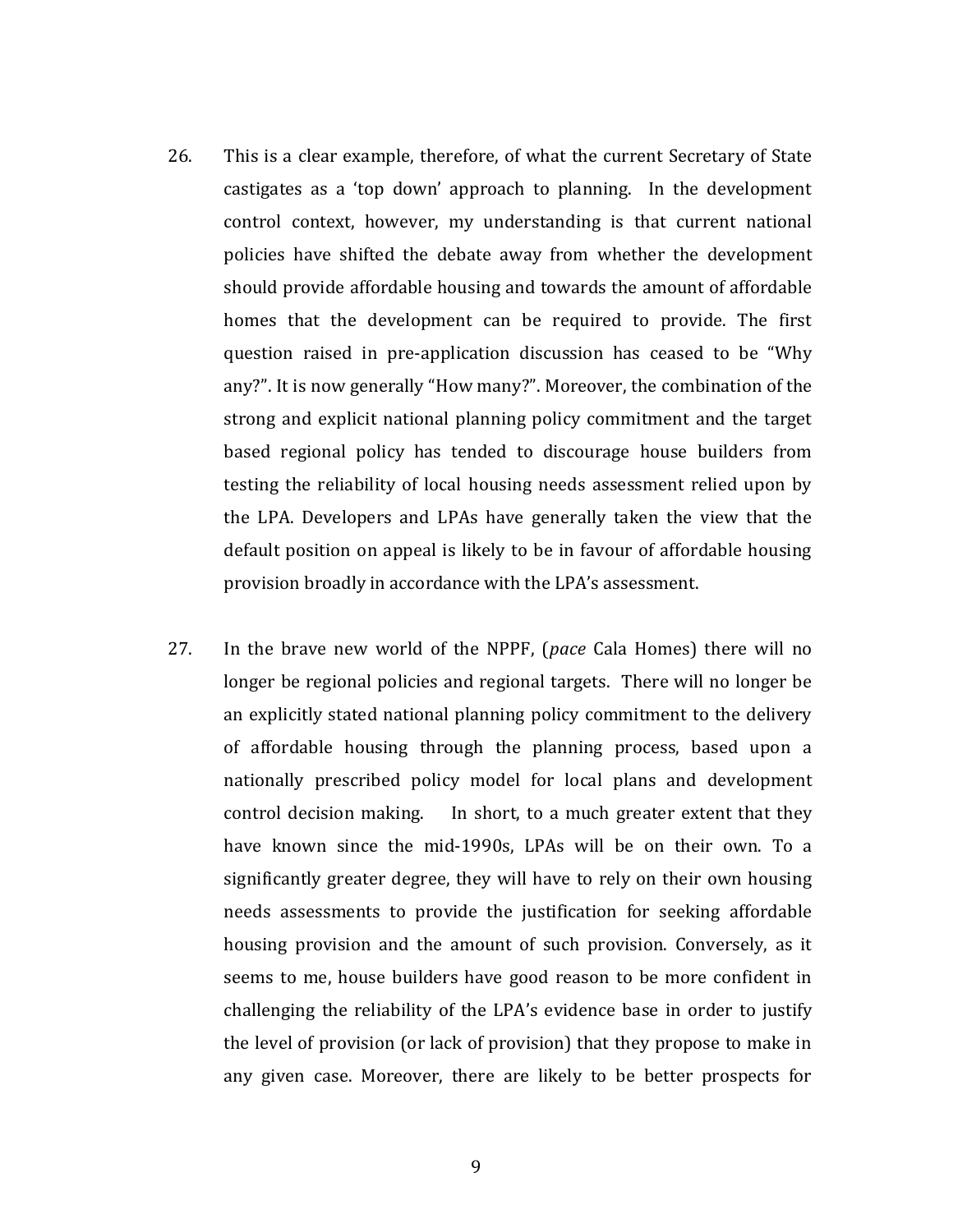26. This is a clear example, therefore, of what the current Secretary of State castigates as a 'top down' approach to planning. In the development control context, however, my understanding is that current national policies have shifted the debate away from whether the development should provide affordable housing and towards the amount of affordable homes that the development can be required to provide. The first question raised in pre-application discussion has ceased to be "Why any?". It is now generally "How many?". Moreover, the combination of the strong and explicit national planning policy commitment and the target based regional policy has tended to discourage house builders from testing the reliability of local housing needs assessment relied upon by the LPA. Developers and LPAs have generally taken the view that the default position on appeal is likely to be in favour of affordable housing provision broadly in accordance with the LPA's assessment.

27. In the brave new world of the NPPF, (*pace* Cala Homes) there will no longer be regional policies and regional targets. There will no longer be an explicitly stated national planning policy commitment to the delivery of affordable housing through the planning process, based upon a nationally prescribed policy model for local plans and development control decision making. In short, to a much greater extent that they have known since the mid-1990s, LPAs will be on their own. To a significantly greater degree, they will have to rely on their own housing needs assessments to provide the justification for seeking affordable housing provision and the amount of such provision. Conversely, as it seems to me, house builders have good reason to be more confident in challenging the reliability of the LPA's evidence base in order to justify the level of provision (or lack of provision) that they propose to make in any given case. Moreover, there are likely to be better prospects for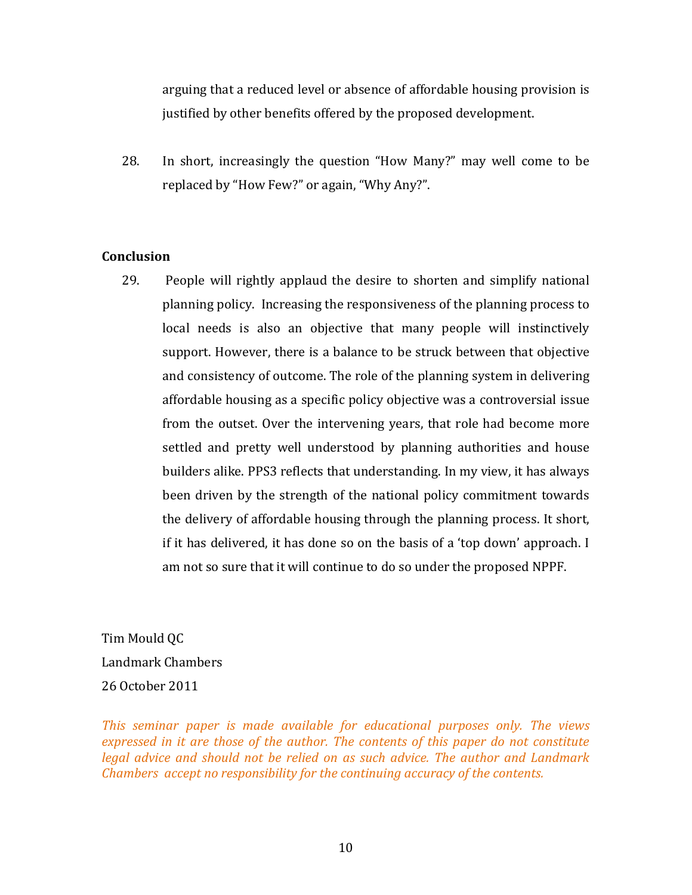arguing that a reduced level or absence of affordable housing provision is justified by other benefits offered by the proposed development.

28. In short, increasingly the question "How Many?" may well come to be replaced by "How Few?" or again, "Why Any?".

**Conclusion**

29. People will rightly applaud the desire to shorten and simplify national planning policy. Increasing the responsiveness of the planning process to local needs is also an objective that many people will instinctively support. However, there is a balance to be struck between that objective and consistency of outcome. The role of the planning system in delivering affordable housing as a specific policy objective was a controversial issue from the outset. Over the intervening years, that role had become more settled and pretty well understood by planning authorities and house builders alike. PPS3 reflects that understanding. In my view, it has always been driven by the strength of the national policy commitment towards the delivery of affordable housing through the planning process. It short, if it has delivered, it has done so on the basis of a 'top down' approach. I am not so sure that it will continue to do so under the proposed NPPF.

Tim Mould QC
Landmark Chambers
26 October 2011

*This seminar paper is made available for educational purposes only. The views expressed in it are those of the author. The contents of this paper do not constitute legal advice and should not be relied on as such advice. The author and Landmark Chambers accept no responsibility for the continuing accuracy of the contents.*